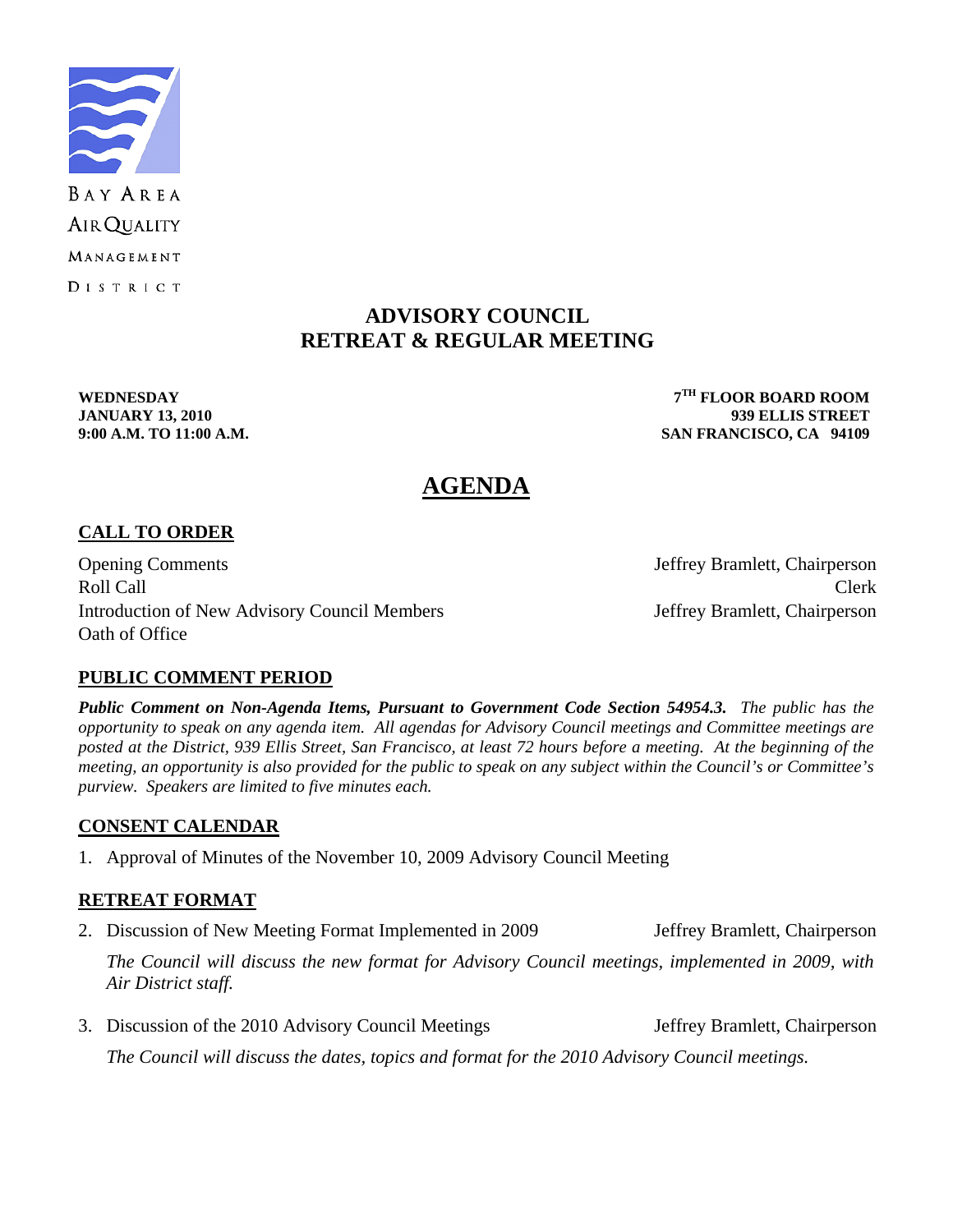BAY AREA AIR QUALITY MANAGEMENT DISTRICT

# ADVISORY COUNCIL RETREAT & REGULAR MEETING

**WEDNESDAY**
**JANUARY 13, 2010**
**9:00 A.M. TO 11:00 A.M.**

**7TH FLOOR BOARD ROOM**
**939 ELLIS STREET**
**SAN FRANCISCO, CA 94109**

## AGENDA

### CALL TO ORDER

Opening Comments — Jeffrey Bramlett, Chairperson
Roll Call — Clerk
Introduction of New Advisory Council Members — Jeffrey Bramlett, Chairperson
Oath of Office

### PUBLIC COMMENT PERIOD

***Public Comment on Non-Agenda Items, Pursuant to Government Code Section 54954.3.*** *The public has the opportunity to speak on any agenda item. All agendas for Advisory Council meetings and Committee meetings are posted at the District, 939 Ellis Street, San Francisco, at least 72 hours before a meeting. At the beginning of the meeting, an opportunity is also provided for the public to speak on any subject within the Council's or Committee's purview. Speakers are limited to five minutes each.*

### CONSENT CALENDAR

1. Approval of Minutes of the November 10, 2009 Advisory Council Meeting

### RETREAT FORMAT

2. Discussion of New Meeting Format Implemented in 2009 — Jeffrey Bramlett, Chairperson

   *The Council will discuss the new format for Advisory Council meetings, implemented in 2009, with Air District staff.*

3. Discussion of the 2010 Advisory Council Meetings — Jeffrey Bramlett, Chairperson

   *The Council will discuss the dates, topics and format for the 2010 Advisory Council meetings.*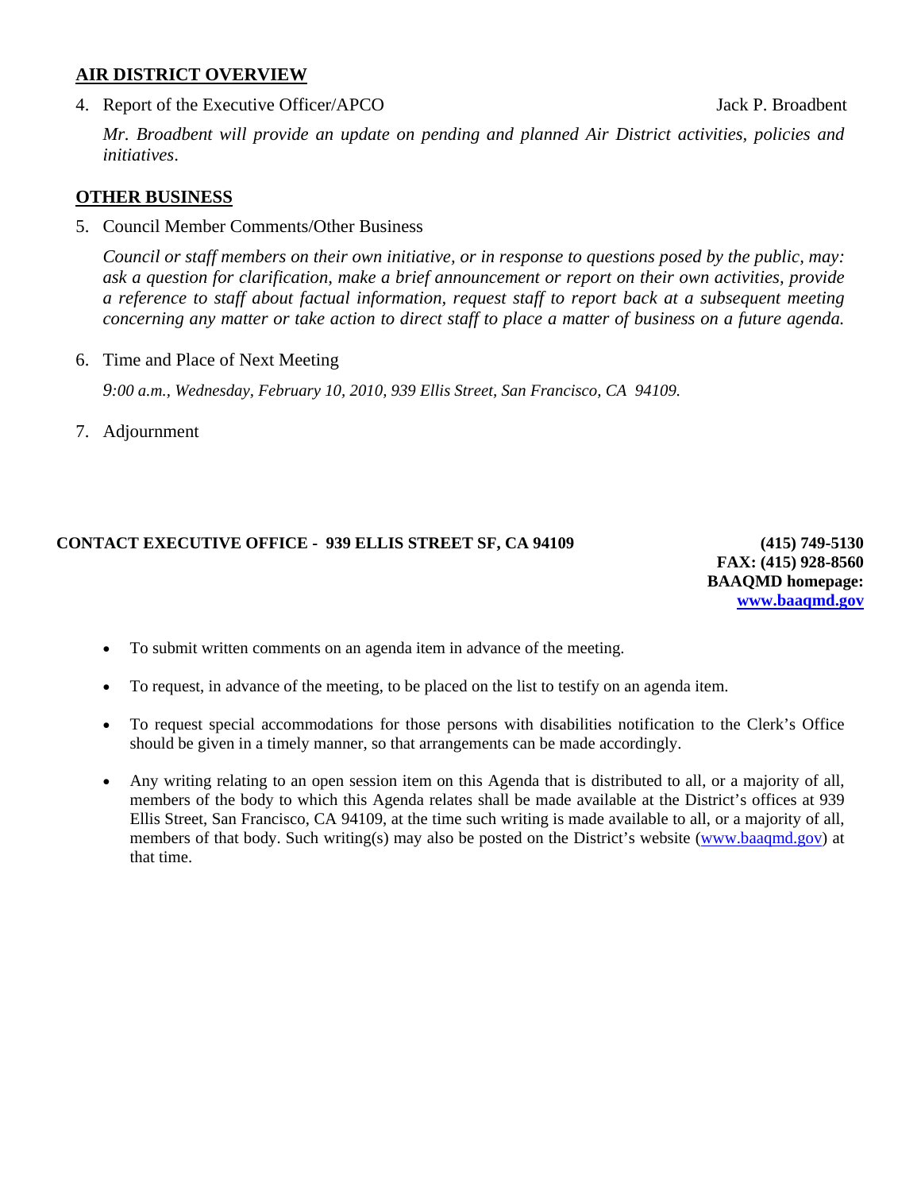## AIR DISTRICT OVERVIEW

4. Report of the Executive Officer/APCO — Jack P. Broadbent

   *Mr. Broadbent will provide an update on pending and planned Air District activities, policies and initiatives.*

## OTHER BUSINESS

5. Council Member Comments/Other Business

   *Council or staff members on their own initiative, or in response to questions posed by the public, may: ask a question for clarification, make a brief announcement or report on their own activities, provide a reference to staff about factual information, request staff to report back at a subsequent meeting concerning any matter or take action to direct staff to place a matter of business on a future agenda.*

6. Time and Place of Next Meeting

   *9:00 a.m., Wednesday, February 10, 2010, 939 Ellis Street, San Francisco, CA 94109.*

7. Adjournment

**CONTACT EXECUTIVE OFFICE - 939 ELLIS STREET SF, CA 94109**

**(415) 749-5130**
**FAX: (415) 928-8560**
**BAAQMD homepage:**
**www.baaqmd.gov**

- To submit written comments on an agenda item in advance of the meeting.
- To request, in advance of the meeting, to be placed on the list to testify on an agenda item.
- To request special accommodations for those persons with disabilities notification to the Clerk's Office should be given in a timely manner, so that arrangements can be made accordingly.
- Any writing relating to an open session item on this Agenda that is distributed to all, or a majority of all, members of the body to which this Agenda relates shall be made available at the District's offices at 939 Ellis Street, San Francisco, CA 94109, at the time such writing is made available to all, or a majority of all, members of that body. Such writing(s) may also be posted on the District's website (www.baaqmd.gov) at that time.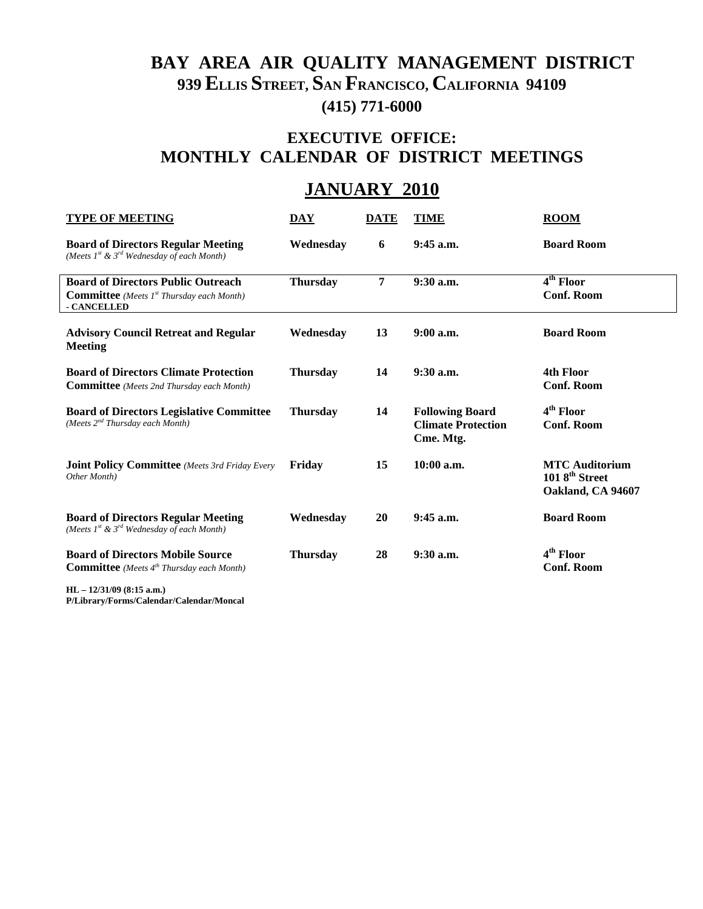# BAY AREA AIR QUALITY MANAGEMENT DISTRICT

**939 ELLIS STREET, SAN FRANCISCO, CALIFORNIA 94109**

**(415) 771-6000**

## EXECUTIVE OFFICE: MONTHLY CALENDAR OF DISTRICT MEETINGS

## JANUARY 2010

| TYPE OF MEETING | DAY | DATE | TIME | ROOM |
|---|---|---|---|---|
| **Board of Directors Regular Meeting** *(Meets 1st & 3rd Wednesday of each Month)* | **Wednesday** | **6** | **9:45 a.m.** | **Board Room** |
| **Board of Directors Public Outreach Committee** *(Meets 1st Thursday each Month)* **- CANCELLED** | **Thursday** | **7** | **9:30 a.m.** | **4th Floor Conf. Room** |
| **Advisory Council Retreat and Regular Meeting** | **Wednesday** | **13** | **9:00 a.m.** | **Board Room** |
| **Board of Directors Climate Protection Committee** *(Meets 2nd Thursday each Month)* | **Thursday** | **14** | **9:30 a.m.** | **4th Floor Conf. Room** |
| **Board of Directors Legislative Committee** *(Meets 2nd Thursday each Month)* | **Thursday** | **14** | **Following Board Climate Protection Cme. Mtg.** | **4th Floor Conf. Room** |
| **Joint Policy Committee** *(Meets 3rd Friday Every Other Month)* | **Friday** | **15** | **10:00 a.m.** | **MTC Auditorium 101 8th Street Oakland, CA 94607** |
| **Board of Directors Regular Meeting** *(Meets 1st & 3rd Wednesday of each Month)* | **Wednesday** | **20** | **9:45 a.m.** | **Board Room** |
| **Board of Directors Mobile Source Committee** *(Meets 4th Thursday each Month)* | **Thursday** | **28** | **9:30 a.m.** | **4th Floor Conf. Room** |

**HL – 12/31/09 (8:15 a.m.)**
**P/Library/Forms/Calendar/Calendar/Moncal**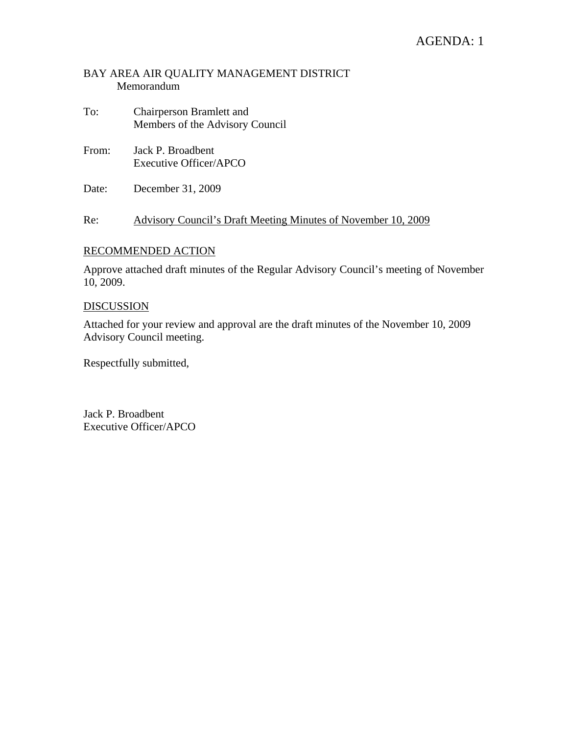AGENDA: 1

BAY AREA AIR QUALITY MANAGEMENT DISTRICT
Memorandum

To: Chairperson Bramlett and
Members of the Advisory Council

From: Jack P. Broadbent
Executive Officer/APCO

Date: December 31, 2009

Re: Advisory Council's Draft Meeting Minutes of November 10, 2009

RECOMMENDED ACTION

Approve attached draft minutes of the Regular Advisory Council's meeting of November 10, 2009.

DISCUSSION

Attached for your review and approval are the draft minutes of the November 10, 2009 Advisory Council meeting.

Respectfully submitted,

Jack P. Broadbent
Executive Officer/APCO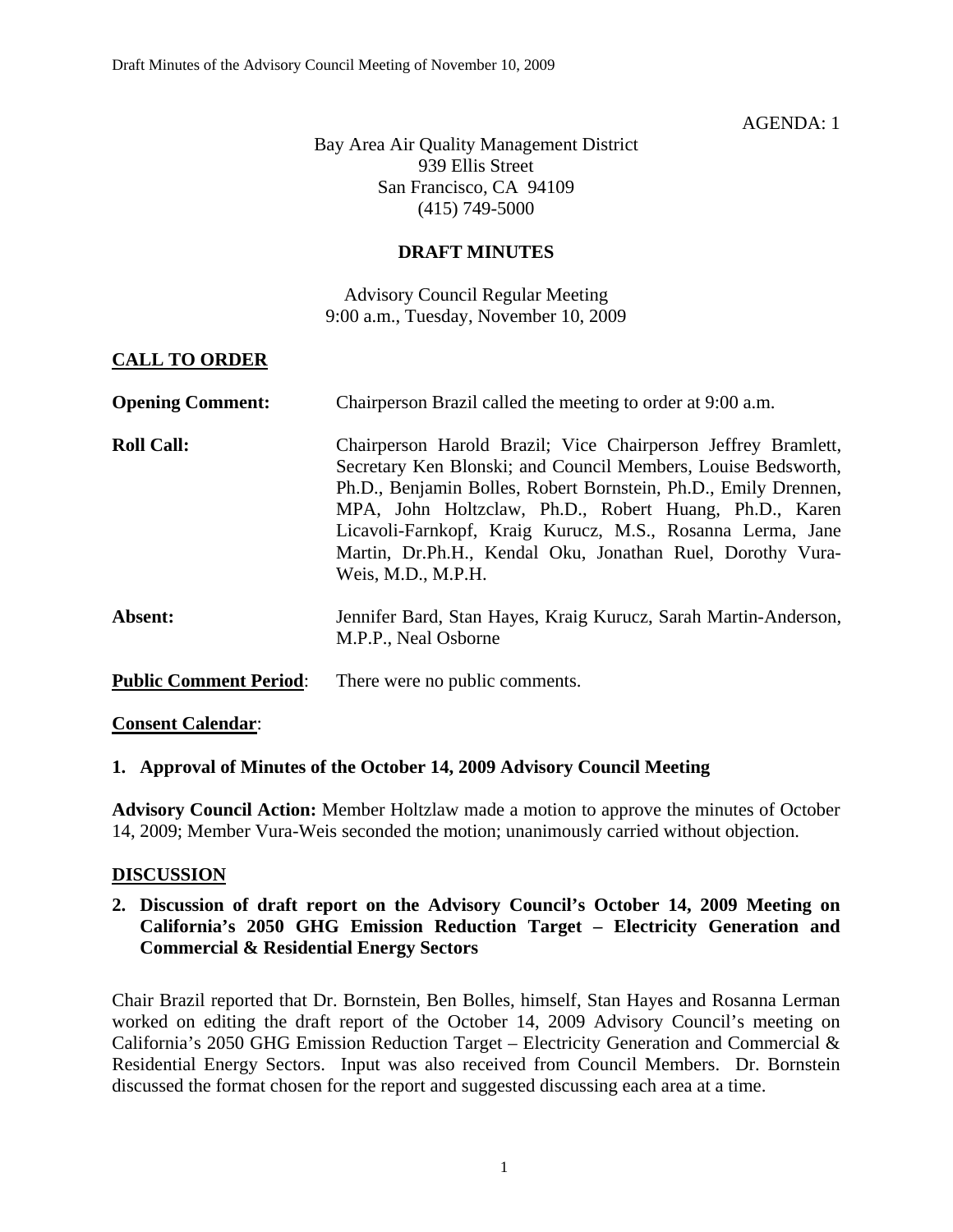AGENDA: 1

Bay Area Air Quality Management District
939 Ellis Street
San Francisco, CA 94109
(415) 749-5000

**DRAFT MINUTES**

Advisory Council Regular Meeting
9:00 a.m., Tuesday, November 10, 2009

## CALL TO ORDER

**Opening Comment:** Chairperson Brazil called the meeting to order at 9:00 a.m.

**Roll Call:** Chairperson Harold Brazil; Vice Chairperson Jeffrey Bramlett, Secretary Ken Blonski; and Council Members, Louise Bedsworth, Ph.D., Benjamin Bolles, Robert Bornstein, Ph.D., Emily Drennen, MPA, John Holtzclaw, Ph.D., Robert Huang, Ph.D., Karen Licavoli-Farnkopf, Kraig Kurucz, M.S., Rosanna Lerma, Jane Martin, Dr.Ph.H., Kendal Oku, Jonathan Ruel, Dorothy Vura-Weis, M.D., M.P.H.

**Absent:** Jennifer Bard, Stan Hayes, Kraig Kurucz, Sarah Martin-Anderson, M.P.P., Neal Osborne

**Public Comment Period:** There were no public comments.

**Consent Calendar:**

**1. Approval of Minutes of the October 14, 2009 Advisory Council Meeting**

**Advisory Council Action:** Member Holtzlaw made a motion to approve the minutes of October 14, 2009; Member Vura-Weis seconded the motion; unanimously carried without objection.

## DISCUSSION

**2. Discussion of draft report on the Advisory Council's October 14, 2009 Meeting on California's 2050 GHG Emission Reduction Target – Electricity Generation and Commercial & Residential Energy Sectors**

Chair Brazil reported that Dr. Bornstein, Ben Bolles, himself, Stan Hayes and Rosanna Lerman worked on editing the draft report of the October 14, 2009 Advisory Council's meeting on California's 2050 GHG Emission Reduction Target – Electricity Generation and Commercial & Residential Energy Sectors. Input was also received from Council Members. Dr. Bornstein discussed the format chosen for the report and suggested discussing each area at a time.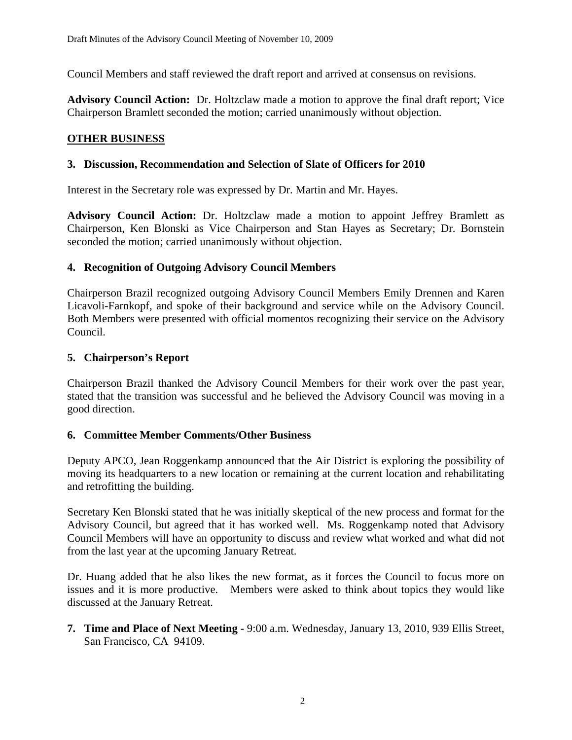Council Members and staff reviewed the draft report and arrived at consensus on revisions.

**Advisory Council Action:** Dr. Holtzclaw made a motion to approve the final draft report; Vice Chairperson Bramlett seconded the motion; carried unanimously without objection.

## OTHER BUSINESS

### 3. Discussion, Recommendation and Selection of Slate of Officers for 2010

Interest in the Secretary role was expressed by Dr. Martin and Mr. Hayes.

**Advisory Council Action:** Dr. Holtzclaw made a motion to appoint Jeffrey Bramlett as Chairperson, Ken Blonski as Vice Chairperson and Stan Hayes as Secretary; Dr. Bornstein seconded the motion; carried unanimously without objection.

### 4. Recognition of Outgoing Advisory Council Members

Chairperson Brazil recognized outgoing Advisory Council Members Emily Drennen and Karen Licavoli-Farnkopf, and spoke of their background and service while on the Advisory Council. Both Members were presented with official momentos recognizing their service on the Advisory Council.

### 5. Chairperson's Report

Chairperson Brazil thanked the Advisory Council Members for their work over the past year, stated that the transition was successful and he believed the Advisory Council was moving in a good direction.

### 6. Committee Member Comments/Other Business

Deputy APCO, Jean Roggenkamp announced that the Air District is exploring the possibility of moving its headquarters to a new location or remaining at the current location and rehabilitating and retrofitting the building.

Secretary Ken Blonski stated that he was initially skeptical of the new process and format for the Advisory Council, but agreed that it has worked well. Ms. Roggenkamp noted that Advisory Council Members will have an opportunity to discuss and review what worked and what did not from the last year at the upcoming January Retreat.

Dr. Huang added that he also likes the new format, as it forces the Council to focus more on issues and it is more productive. Members were asked to think about topics they would like discussed at the January Retreat.

### 7. Time and Place of Next Meeting - 9:00 a.m. Wednesday, January 13, 2010, 939 Ellis Street, San Francisco, CA 94109.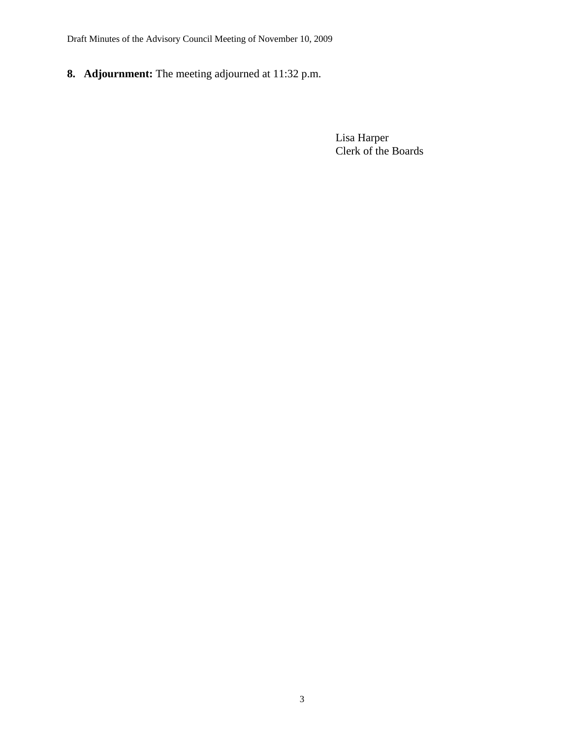**8. Adjournment:** The meeting adjourned at 11:32 p.m.

Lisa Harper
Clerk of the Boards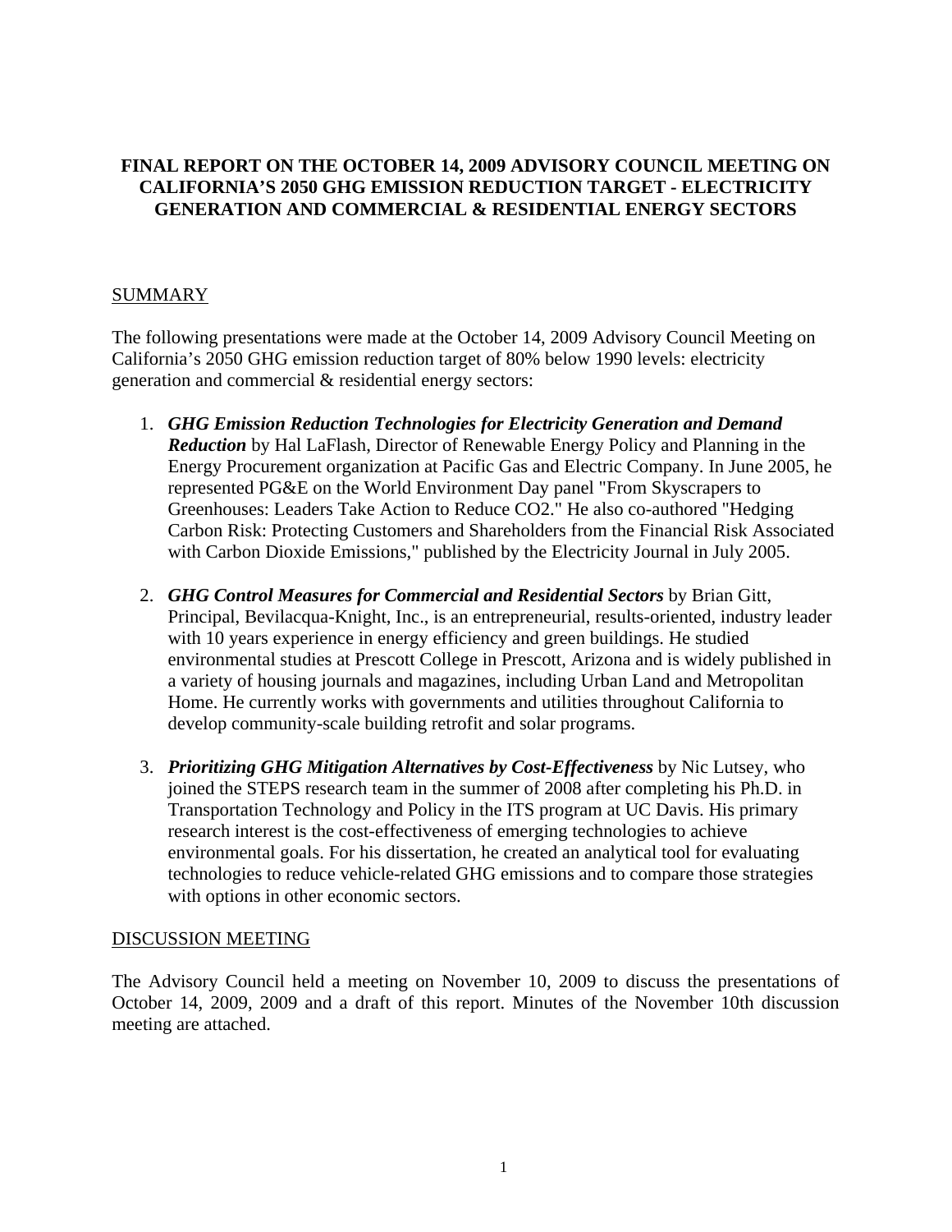# FINAL REPORT ON THE OCTOBER 14, 2009 ADVISORY COUNCIL MEETING ON CALIFORNIA'S 2050 GHG EMISSION REDUCTION TARGET - ELECTRICITY GENERATION AND COMMERCIAL & RESIDENTIAL ENERGY SECTORS

## SUMMARY

The following presentations were made at the October 14, 2009 Advisory Council Meeting on California's 2050 GHG emission reduction target of 80% below 1990 levels: electricity generation and commercial & residential energy sectors:

1. ***GHG Emission Reduction Technologies for Electricity Generation and Demand Reduction*** by Hal LaFlash, Director of Renewable Energy Policy and Planning in the Energy Procurement organization at Pacific Gas and Electric Company. In June 2005, he represented PG&E on the World Environment Day panel "From Skyscrapers to Greenhouses: Leaders Take Action to Reduce CO2." He also co-authored "Hedging Carbon Risk: Protecting Customers and Shareholders from the Financial Risk Associated with Carbon Dioxide Emissions," published by the Electricity Journal in July 2005.

2. ***GHG Control Measures for Commercial and Residential Sectors*** by Brian Gitt, Principal, Bevilacqua-Knight, Inc., is an entrepreneurial, results-oriented, industry leader with 10 years experience in energy efficiency and green buildings. He studied environmental studies at Prescott College in Prescott, Arizona and is widely published in a variety of housing journals and magazines, including Urban Land and Metropolitan Home. He currently works with governments and utilities throughout California to develop community-scale building retrofit and solar programs.

3. ***Prioritizing GHG Mitigation Alternatives by Cost-Effectiveness*** by Nic Lutsey, who joined the STEPS research team in the summer of 2008 after completing his Ph.D. in Transportation Technology and Policy in the ITS program at UC Davis. His primary research interest is the cost-effectiveness of emerging technologies to achieve environmental goals. For his dissertation, he created an analytical tool for evaluating technologies to reduce vehicle-related GHG emissions and to compare those strategies with options in other economic sectors.

## DISCUSSION MEETING

The Advisory Council held a meeting on November 10, 2009 to discuss the presentations of October 14, 2009, 2009 and a draft of this report. Minutes of the November 10th discussion meeting are attached.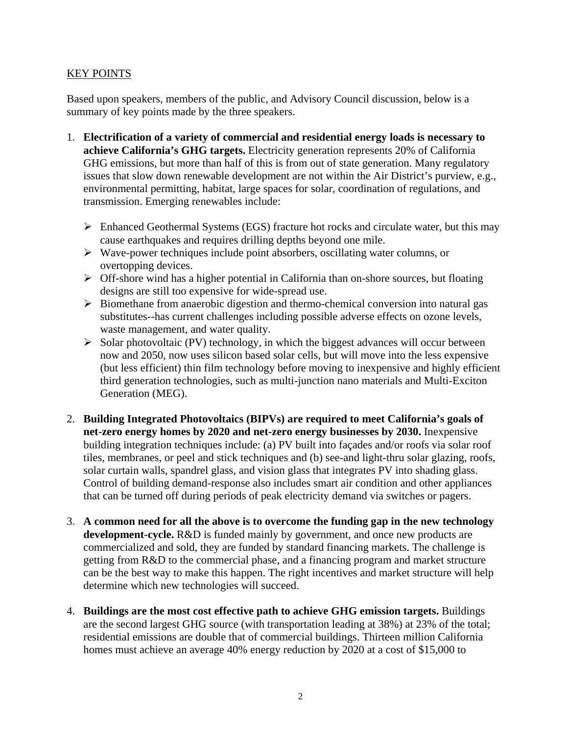## KEY POINTS

Based upon speakers, members of the public, and Advisory Council discussion, below is a summary of key points made by the three speakers.

1. **Electrification of a variety of commercial and residential energy loads is necessary to achieve California's GHG targets.** Electricity generation represents 20% of California GHG emissions, but more than half of this is from out of state generation. Many regulatory issues that slow down renewable development are not within the Air District's purview, e.g., environmental permitting, habitat, large spaces for solar, coordination of regulations, and transmission. Emerging renewables include:

   - Enhanced Geothermal Systems (EGS) fracture hot rocks and circulate water, but this may cause earthquakes and requires drilling depths beyond one mile.
   - Wave-power techniques include point absorbers, oscillating water columns, or overtopping devices.
   - Off-shore wind has a higher potential in California than on-shore sources, but floating designs are still too expensive for wide-spread use.
   - Biomethane from anaerobic digestion and thermo-chemical conversion into natural gas substitutes--has current challenges including possible adverse effects on ozone levels, waste management, and water quality.
   - Solar photovoltaic (PV) technology, in which the biggest advances will occur between now and 2050, now uses silicon based solar cells, but will move into the less expensive (but less efficient) thin film technology before moving to inexpensive and highly efficient third generation technologies, such as multi-junction nano materials and Multi-Exciton Generation (MEG).

2. **Building Integrated Photovoltaics (BIPVs) are required to meet California's goals of net-zero energy homes by 2020 and net-zero energy businesses by 2030.** Inexpensive building integration techniques include: (a) PV built into façades and/or roofs via solar roof tiles, membranes, or peel and stick techniques and (b) see-and light-thru solar glazing, roofs, solar curtain walls, spandrel glass, and vision glass that integrates PV into shading glass. Control of building demand-response also includes smart air condition and other appliances that can be turned off during periods of peak electricity demand via switches or pagers.

3. **A common need for all the above is to overcome the funding gap in the new technology development-cycle.** R&D is funded mainly by government, and once new products are commercialized and sold, they are funded by standard financing markets. The challenge is getting from R&D to the commercial phase, and a financing program and market structure can be the best way to make this happen. The right incentives and market structure will help determine which new technologies will succeed.

4. **Buildings are the most cost effective path to achieve GHG emission targets.** Buildings are the second largest GHG source (with transportation leading at 38%) at 23% of the total; residential emissions are double that of commercial buildings. Thirteen million California homes must achieve an average 40% energy reduction by 2020 at a cost of $15,000 to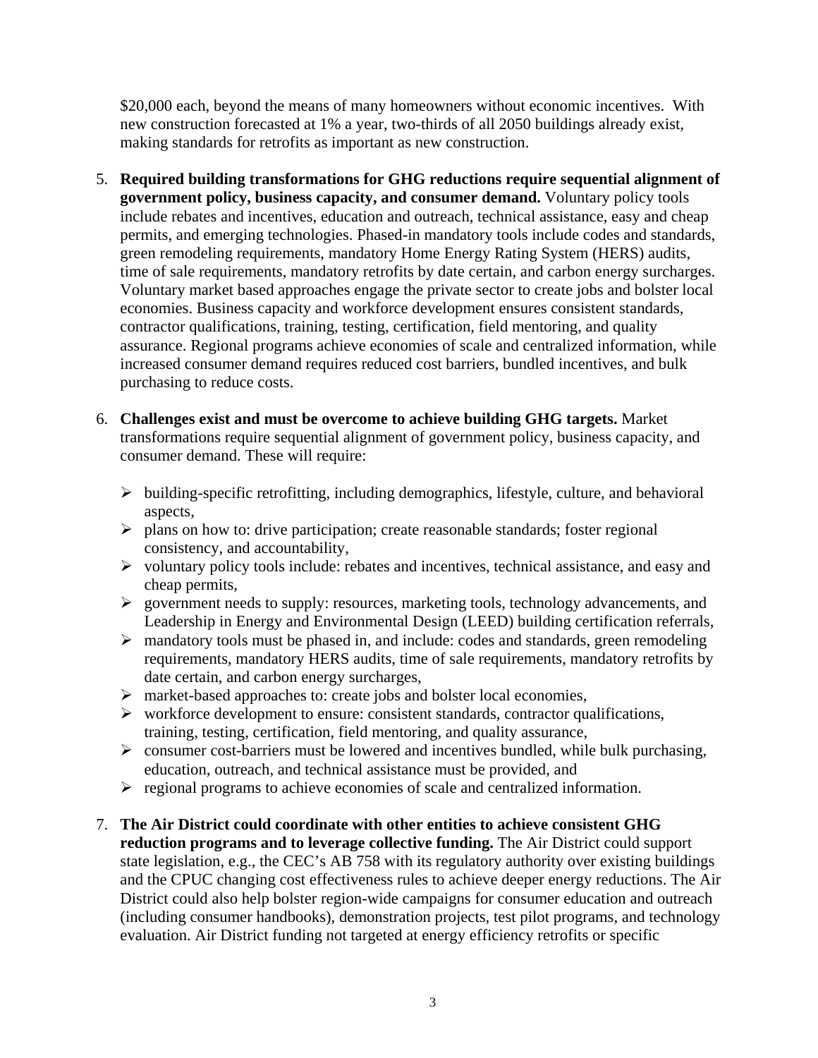$20,000 each, beyond the means of many homeowners without economic incentives. With new construction forecasted at 1% a year, two-thirds of all 2050 buildings already exist, making standards for retrofits as important as new construction.

5. **Required building transformations for GHG reductions require sequential alignment of government policy, business capacity, and consumer demand.** Voluntary policy tools include rebates and incentives, education and outreach, technical assistance, easy and cheap permits, and emerging technologies. Phased-in mandatory tools include codes and standards, green remodeling requirements, mandatory Home Energy Rating System (HERS) audits, time of sale requirements, mandatory retrofits by date certain, and carbon energy surcharges. Voluntary market based approaches engage the private sector to create jobs and bolster local economies. Business capacity and workforce development ensures consistent standards, contractor qualifications, training, testing, certification, field mentoring, and quality assurance. Regional programs achieve economies of scale and centralized information, while increased consumer demand requires reduced cost barriers, bundled incentives, and bulk purchasing to reduce costs.

6. **Challenges exist and must be overcome to achieve building GHG targets.** Market transformations require sequential alignment of government policy, business capacity, and consumer demand. These will require:

   - building-specific retrofitting, including demographics, lifestyle, culture, and behavioral aspects,
   - plans on how to: drive participation; create reasonable standards; foster regional consistency, and accountability,
   - voluntary policy tools include: rebates and incentives, technical assistance, and easy and cheap permits,
   - government needs to supply: resources, marketing tools, technology advancements, and Leadership in Energy and Environmental Design (LEED) building certification referrals,
   - mandatory tools must be phased in, and include: codes and standards, green remodeling requirements, mandatory HERS audits, time of sale requirements, mandatory retrofits by date certain, and carbon energy surcharges,
   - market-based approaches to: create jobs and bolster local economies,
   - workforce development to ensure: consistent standards, contractor qualifications, training, testing, certification, field mentoring, and quality assurance,
   - consumer cost-barriers must be lowered and incentives bundled, while bulk purchasing, education, outreach, and technical assistance must be provided, and
   - regional programs to achieve economies of scale and centralized information.

7. **The Air District could coordinate with other entities to achieve consistent GHG reduction programs and to leverage collective funding.** The Air District could support state legislation, e.g., the CEC's AB 758 with its regulatory authority over existing buildings and the CPUC changing cost effectiveness rules to achieve deeper energy reductions. The Air District could also help bolster region-wide campaigns for consumer education and outreach (including consumer handbooks), demonstration projects, test pilot programs, and technology evaluation. Air District funding not targeted at energy efficiency retrofits or specific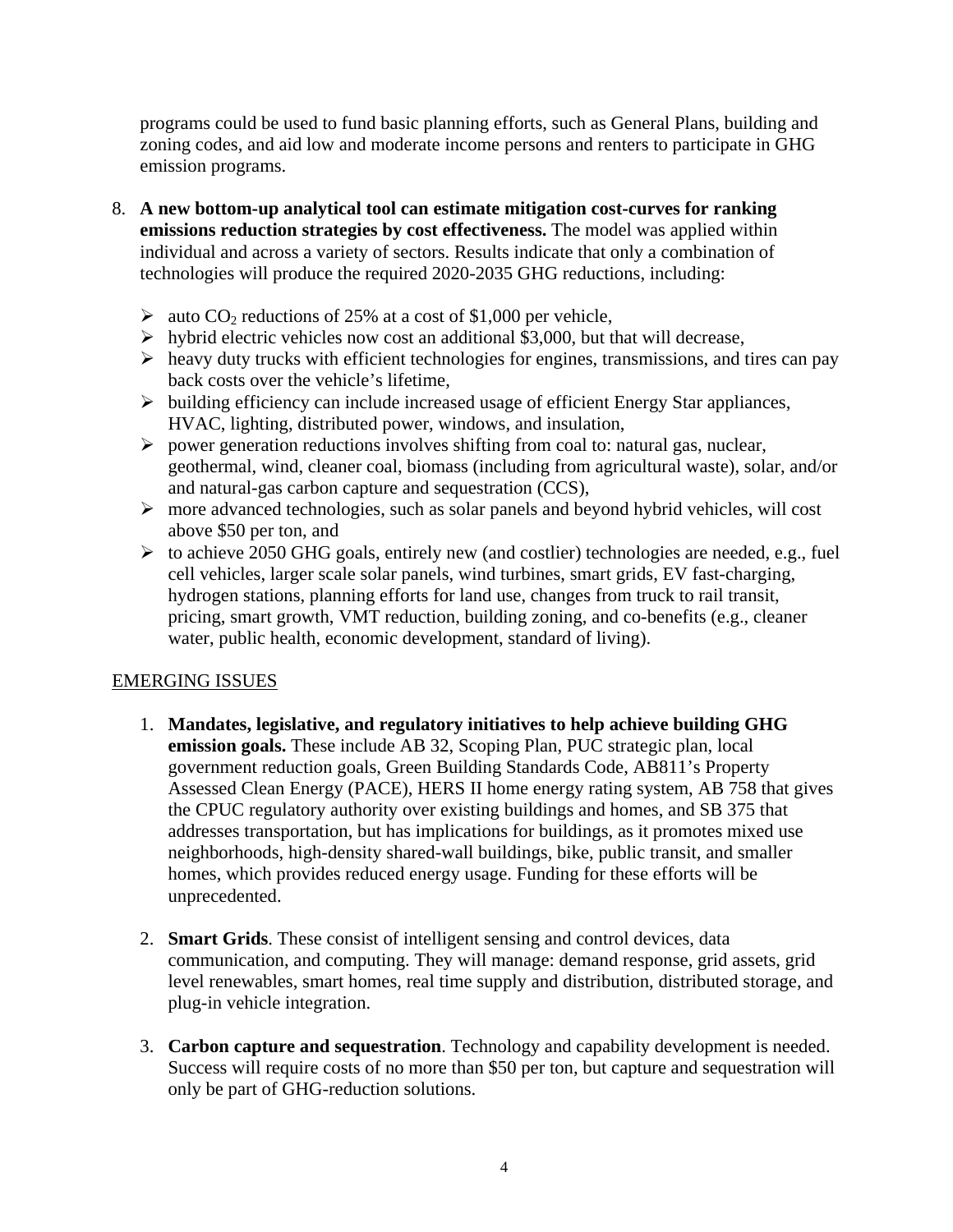programs could be used to fund basic planning efforts, such as General Plans, building and zoning codes, and aid low and moderate income persons and renters to participate in GHG emission programs.

8. **A new bottom-up analytical tool can estimate mitigation cost-curves for ranking emissions reduction strategies by cost effectiveness.** The model was applied within individual and across a variety of sectors. Results indicate that only a combination of technologies will produce the required 2020-2035 GHG reductions, including:

   - auto $CO_2$ reductions of 25% at a cost of $1,000 per vehicle,
   - hybrid electric vehicles now cost an additional $3,000, but that will decrease,
   - heavy duty trucks with efficient technologies for engines, transmissions, and tires can pay back costs over the vehicle's lifetime,
   - building efficiency can include increased usage of efficient Energy Star appliances, HVAC, lighting, distributed power, windows, and insulation,
   - power generation reductions involves shifting from coal to: natural gas, nuclear, geothermal, wind, cleaner coal, biomass (including from agricultural waste), solar, and/or and natural-gas carbon capture and sequestration (CCS),
   - more advanced technologies, such as solar panels and beyond hybrid vehicles, will cost above $50 per ton, and
   - to achieve 2050 GHG goals, entirely new (and costlier) technologies are needed, e.g., fuel cell vehicles, larger scale solar panels, wind turbines, smart grids, EV fast-charging, hydrogen stations, planning efforts for land use, changes from truck to rail transit, pricing, smart growth, VMT reduction, building zoning, and co-benefits (e.g., cleaner water, public health, economic development, standard of living).

## EMERGING ISSUES

1. **Mandates, legislative, and regulatory initiatives to help achieve building GHG emission goals.** These include AB 32, Scoping Plan, PUC strategic plan, local government reduction goals, Green Building Standards Code, AB811's Property Assessed Clean Energy (PACE), HERS II home energy rating system, AB 758 that gives the CPUC regulatory authority over existing buildings and homes, and SB 375 that addresses transportation, but has implications for buildings, as it promotes mixed use neighborhoods, high-density shared-wall buildings, bike, public transit, and smaller homes, which provides reduced energy usage. Funding for these efforts will be unprecedented.

2. **Smart Grids**. These consist of intelligent sensing and control devices, data communication, and computing. They will manage: demand response, grid assets, grid level renewables, smart homes, real time supply and distribution, distributed storage, and plug-in vehicle integration.

3. **Carbon capture and sequestration**. Technology and capability development is needed. Success will require costs of no more than $50 per ton, but capture and sequestration will only be part of GHG-reduction solutions.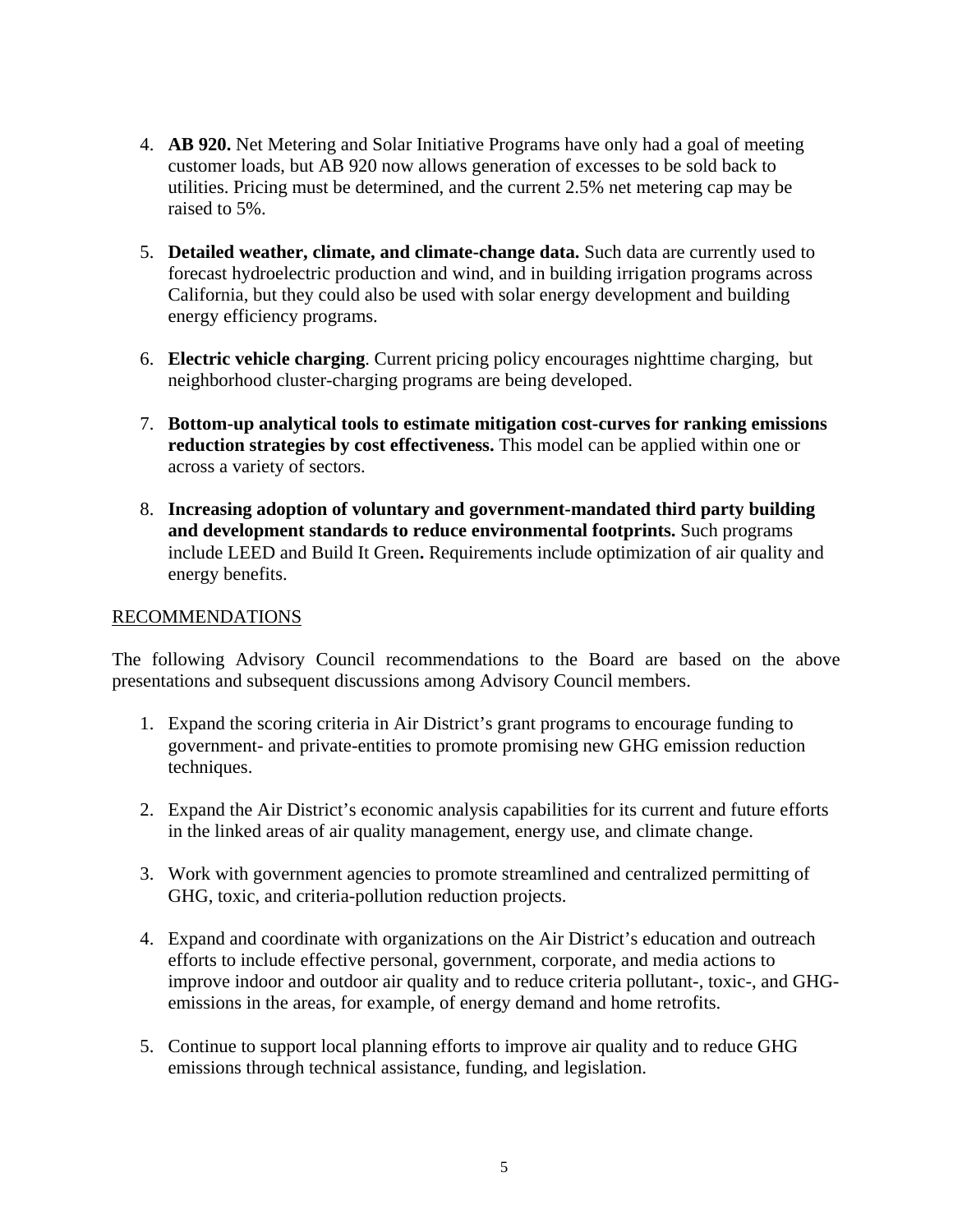4. **AB 920.** Net Metering and Solar Initiative Programs have only had a goal of meeting customer loads, but AB 920 now allows generation of excesses to be sold back to utilities. Pricing must be determined, and the current 2.5% net metering cap may be raised to 5%.

5. **Detailed weather, climate, and climate-change data.** Such data are currently used to forecast hydroelectric production and wind, and in building irrigation programs across California, but they could also be used with solar energy development and building energy efficiency programs.

6. **Electric vehicle charging**. Current pricing policy encourages nighttime charging, but neighborhood cluster-charging programs are being developed.

7. **Bottom-up analytical tools to estimate mitigation cost-curves for ranking emissions reduction strategies by cost effectiveness.** This model can be applied within one or across a variety of sectors.

8. **Increasing adoption of voluntary and government-mandated third party building and development standards to reduce environmental footprints.** Such programs include LEED and Build It Green**.** Requirements include optimization of air quality and energy benefits.

## RECOMMENDATIONS

The following Advisory Council recommendations to the Board are based on the above presentations and subsequent discussions among Advisory Council members.

1. Expand the scoring criteria in Air District's grant programs to encourage funding to government- and private-entities to promote promising new GHG emission reduction techniques.

2. Expand the Air District's economic analysis capabilities for its current and future efforts in the linked areas of air quality management, energy use, and climate change.

3. Work with government agencies to promote streamlined and centralized permitting of GHG, toxic, and criteria-pollution reduction projects.

4. Expand and coordinate with organizations on the Air District's education and outreach efforts to include effective personal, government, corporate, and media actions to improve indoor and outdoor air quality and to reduce criteria pollutant-, toxic-, and GHG-emissions in the areas, for example, of energy demand and home retrofits.

5. Continue to support local planning efforts to improve air quality and to reduce GHG emissions through technical assistance, funding, and legislation.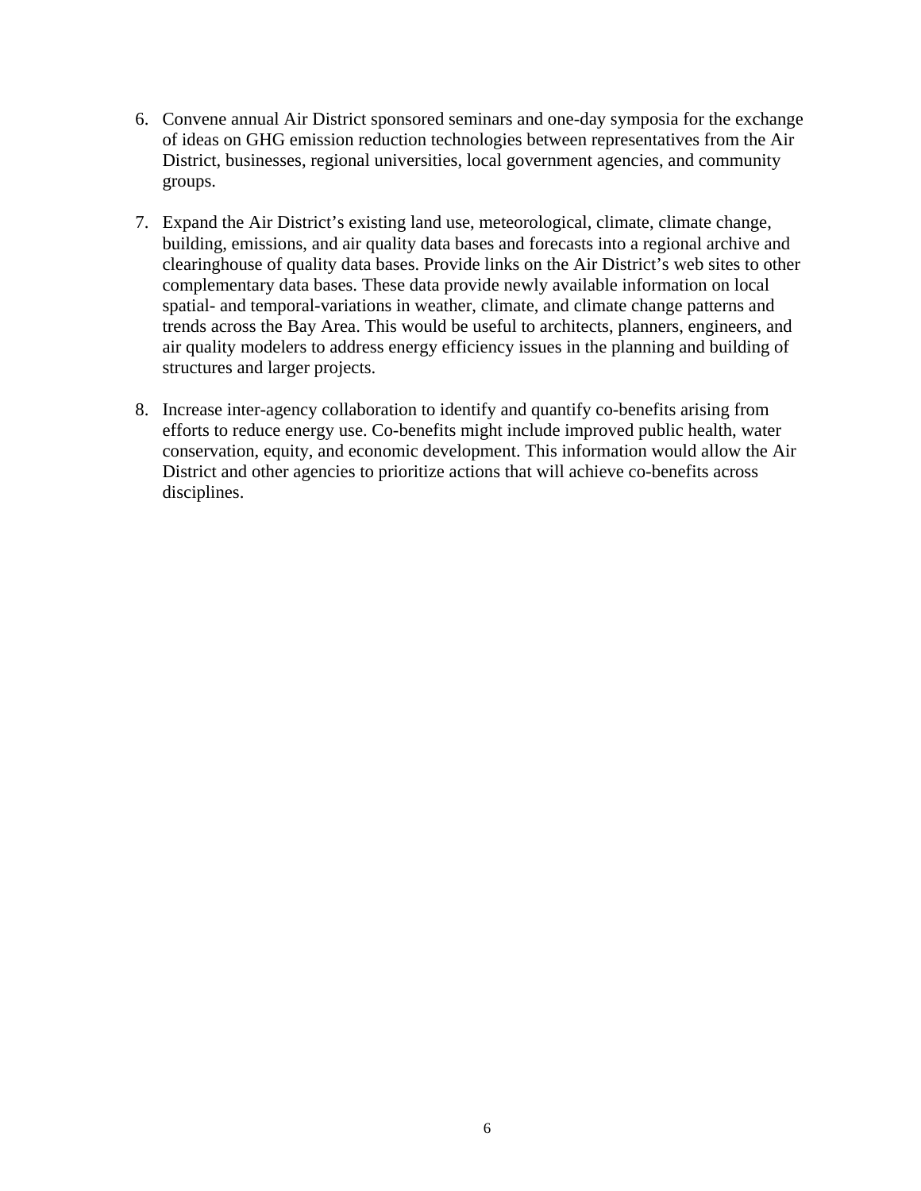6. Convene annual Air District sponsored seminars and one-day symposia for the exchange of ideas on GHG emission reduction technologies between representatives from the Air District, businesses, regional universities, local government agencies, and community groups.

7. Expand the Air District's existing land use, meteorological, climate, climate change, building, emissions, and air quality data bases and forecasts into a regional archive and clearinghouse of quality data bases. Provide links on the Air District's web sites to other complementary data bases. These data provide newly available information on local spatial- and temporal-variations in weather, climate, and climate change patterns and trends across the Bay Area. This would be useful to architects, planners, engineers, and air quality modelers to address energy efficiency issues in the planning and building of structures and larger projects.

8. Increase inter-agency collaboration to identify and quantify co-benefits arising from efforts to reduce energy use. Co-benefits might include improved public health, water conservation, equity, and economic development. This information would allow the Air District and other agencies to prioritize actions that will achieve co-benefits across disciplines.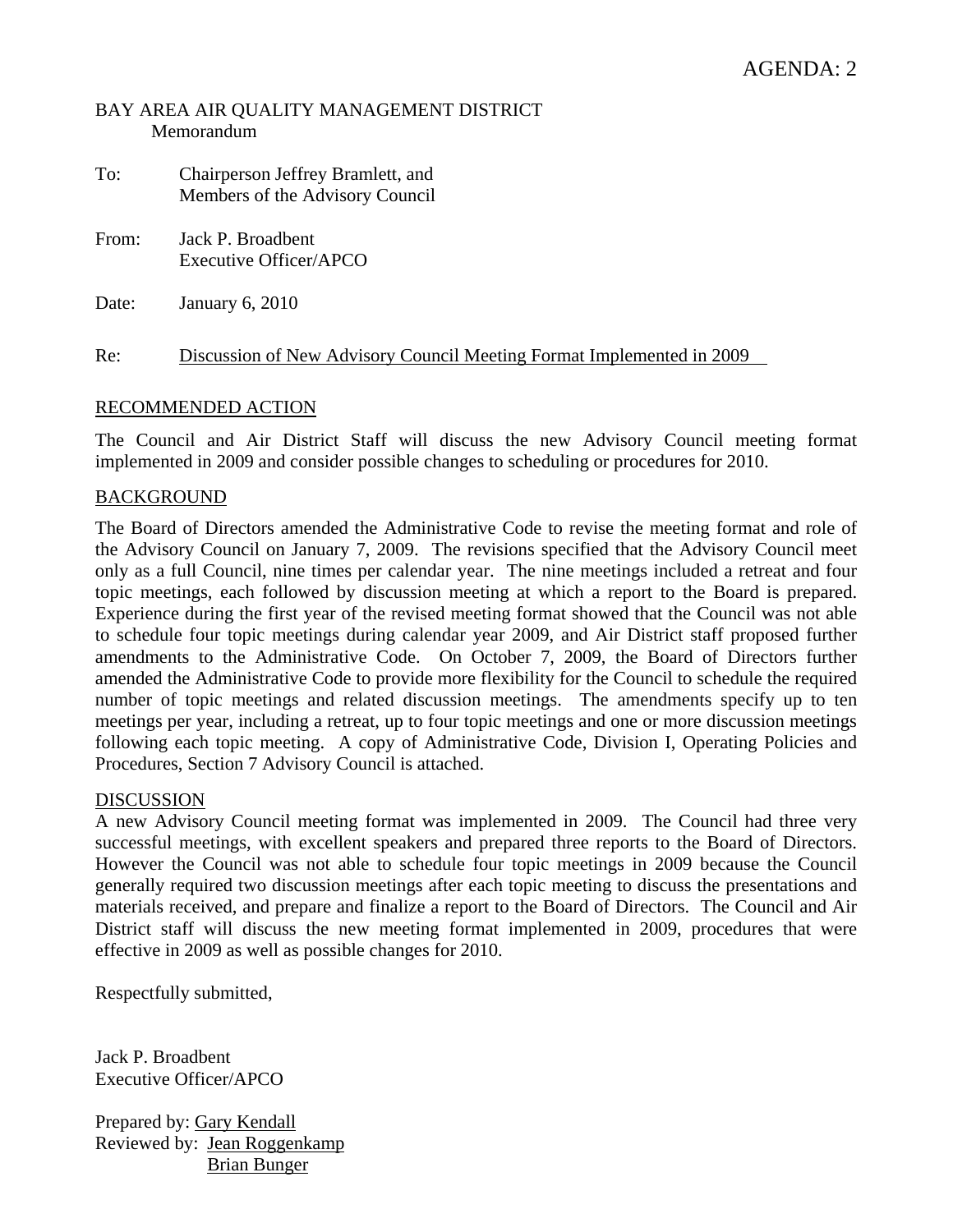AGENDA: 2

BAY AREA AIR QUALITY MANAGEMENT DISTRICT
Memorandum

To: Chairperson Jeffrey Bramlett, and
Members of the Advisory Council

From: Jack P. Broadbent
Executive Officer/APCO

Date: January 6, 2010

Re: Discussion of New Advisory Council Meeting Format Implemented in 2009

## RECOMMENDED ACTION

The Council and Air District Staff will discuss the new Advisory Council meeting format implemented in 2009 and consider possible changes to scheduling or procedures for 2010.

## BACKGROUND

The Board of Directors amended the Administrative Code to revise the meeting format and role of the Advisory Council on January 7, 2009. The revisions specified that the Advisory Council meet only as a full Council, nine times per calendar year. The nine meetings included a retreat and four topic meetings, each followed by discussion meeting at which a report to the Board is prepared. Experience during the first year of the revised meeting format showed that the Council was not able to schedule four topic meetings during calendar year 2009, and Air District staff proposed further amendments to the Administrative Code. On October 7, 2009, the Board of Directors further amended the Administrative Code to provide more flexibility for the Council to schedule the required number of topic meetings and related discussion meetings. The amendments specify up to ten meetings per year, including a retreat, up to four topic meetings and one or more discussion meetings following each topic meeting. A copy of Administrative Code, Division I, Operating Policies and Procedures, Section 7 Advisory Council is attached.

## DISCUSSION

A new Advisory Council meeting format was implemented in 2009. The Council had three very successful meetings, with excellent speakers and prepared three reports to the Board of Directors. However the Council was not able to schedule four topic meetings in 2009 because the Council generally required two discussion meetings after each topic meeting to discuss the presentations and materials received, and prepare and finalize a report to the Board of Directors. The Council and Air District staff will discuss the new meeting format implemented in 2009, procedures that were effective in 2009 as well as possible changes for 2010.

Respectfully submitted,

Jack P. Broadbent
Executive Officer/APCO

Prepared by: Gary Kendall
Reviewed by: Jean Roggenkamp
Brian Bunger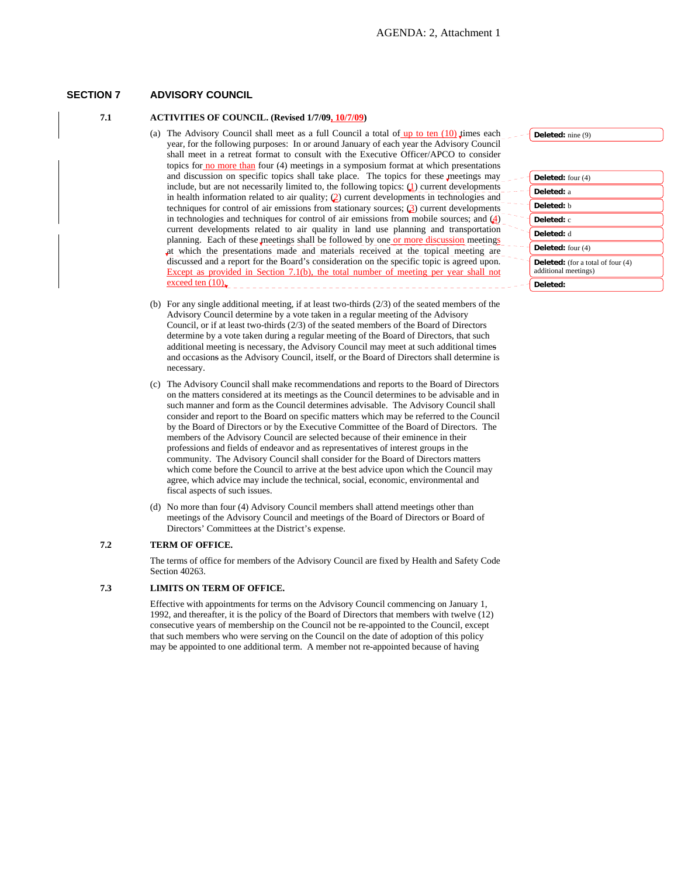## SECTION 7 ADVISORY COUNCIL

### 7.1 ACTIVITIES OF COUNCIL. (Revised 1/7/09, 10/7/09)

(a) The Advisory Council shall meet as a full Council a total of up to ten (10) times each year, for the following purposes: In or around January of each year the Advisory Council shall meet in a retreat format to consult with the Executive Officer/APCO to consider topics for no more than four (4) meetings in a symposium format at which presentations and discussion on specific topics shall take place. The topics for these meetings may include, but are not necessarily limited to, the following topics: (1) current developments in health information related to air quality; (2) current developments in technologies and techniques for control of air emissions from stationary sources; (3) current developments in technologies and techniques for control of air emissions from mobile sources; and (4) current developments related to air quality in land use planning and transportation planning. Each of these meetings shall be followed by one or more discussion meetings at which the presentations made and materials received at the topical meeting are discussed and a report for the Board's consideration on the specific topic is agreed upon. Except as provided in Section 7.1(b), the total number of meeting per year shall not exceed ten (10).

Deleted: nine (9)

Deleted: four (4)

Deleted: a

Deleted: b

Deleted: c

Deleted: d

Deleted: four (4)

Deleted: (for a total of four (4) additional meetings)

Deleted:

(b) For any single additional meeting, if at least two-thirds (2/3) of the seated members of the Advisory Council determine by a vote taken in a regular meeting of the Advisory Council, or if at least two-thirds (2/3) of the seated members of the Board of Directors determine by a vote taken during a regular meeting of the Board of Directors, that such additional meeting is necessary, the Advisory Council may meet at such additional times and occasions as the Advisory Council, itself, or the Board of Directors shall determine is necessary.

(c) The Advisory Council shall make recommendations and reports to the Board of Directors on the matters considered at its meetings as the Council determines to be advisable and in such manner and form as the Council determines advisable. The Advisory Council shall consider and report to the Board on specific matters which may be referred to the Council by the Board of Directors or by the Executive Committee of the Board of Directors. The members of the Advisory Council are selected because of their eminence in their professions and fields of endeavor and as representatives of interest groups in the community. The Advisory Council shall consider for the Board of Directors matters which come before the Council to arrive at the best advice upon which the Council may agree, which advice may include the technical, social, economic, environmental and fiscal aspects of such issues.

(d) No more than four (4) Advisory Council members shall attend meetings other than meetings of the Advisory Council and meetings of the Board of Directors or Board of Directors' Committees at the District's expense.

### 7.2 TERM OF OFFICE.

The terms of office for members of the Advisory Council are fixed by Health and Safety Code Section 40263.

### 7.3 LIMITS ON TERM OF OFFICE.

Effective with appointments for terms on the Advisory Council commencing on January 1, 1992, and thereafter, it is the policy of the Board of Directors that members with twelve (12) consecutive years of membership on the Council not be re-appointed to the Council, except that such members who were serving on the Council on the date of adoption of this policy may be appointed to one additional term. A member not re-appointed because of having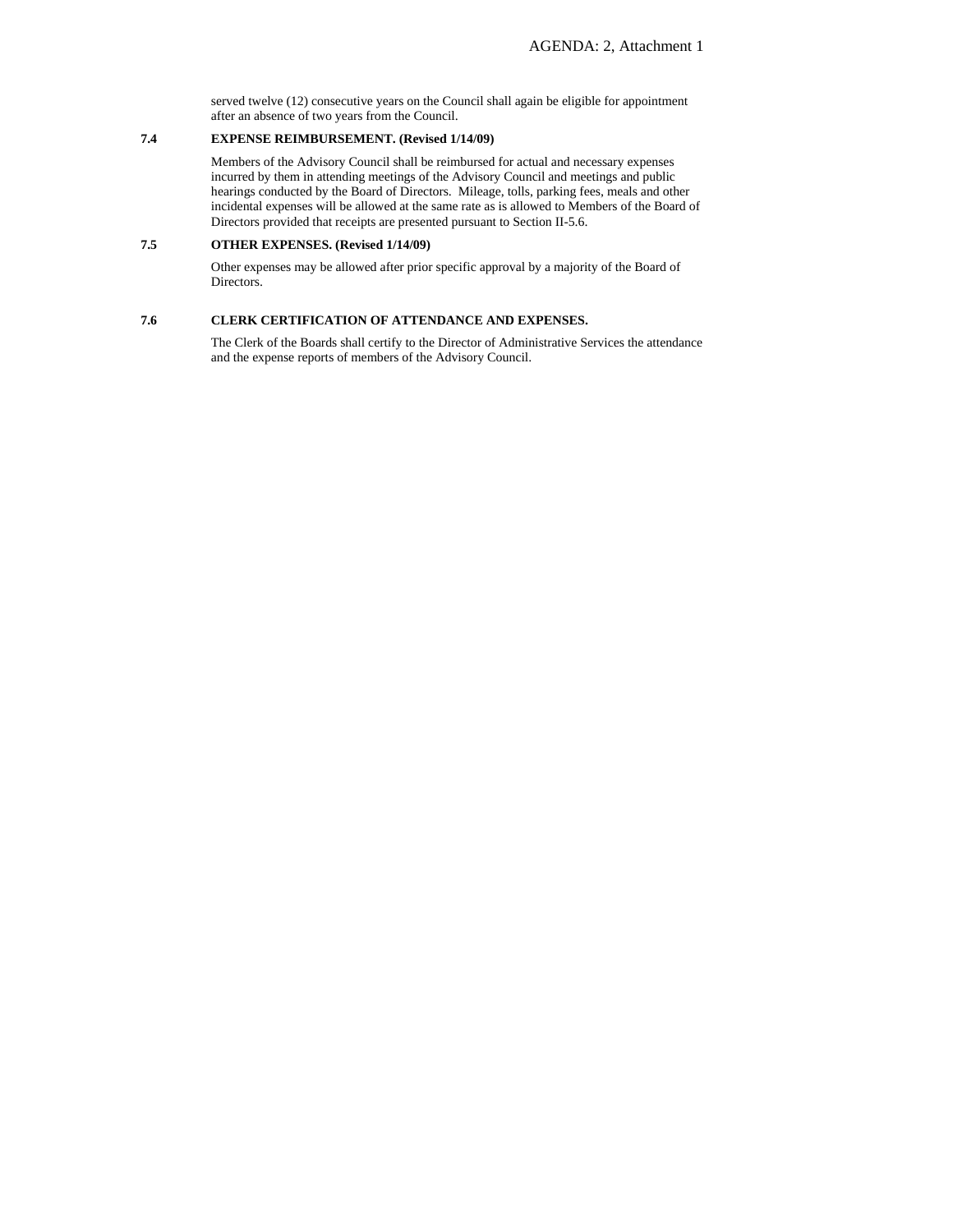served twelve (12) consecutive years on the Council shall again be eligible for appointment after an absence of two years from the Council.

**7.4 EXPENSE REIMBURSEMENT. (Revised 1/14/09)**

Members of the Advisory Council shall be reimbursed for actual and necessary expenses incurred by them in attending meetings of the Advisory Council and meetings and public hearings conducted by the Board of Directors. Mileage, tolls, parking fees, meals and other incidental expenses will be allowed at the same rate as is allowed to Members of the Board of Directors provided that receipts are presented pursuant to Section II-5.6.

**7.5 OTHER EXPENSES. (Revised 1/14/09)**

Other expenses may be allowed after prior specific approval by a majority of the Board of Directors.

**7.6 CLERK CERTIFICATION OF ATTENDANCE AND EXPENSES.**

The Clerk of the Boards shall certify to the Director of Administrative Services the attendance and the expense reports of members of the Advisory Council.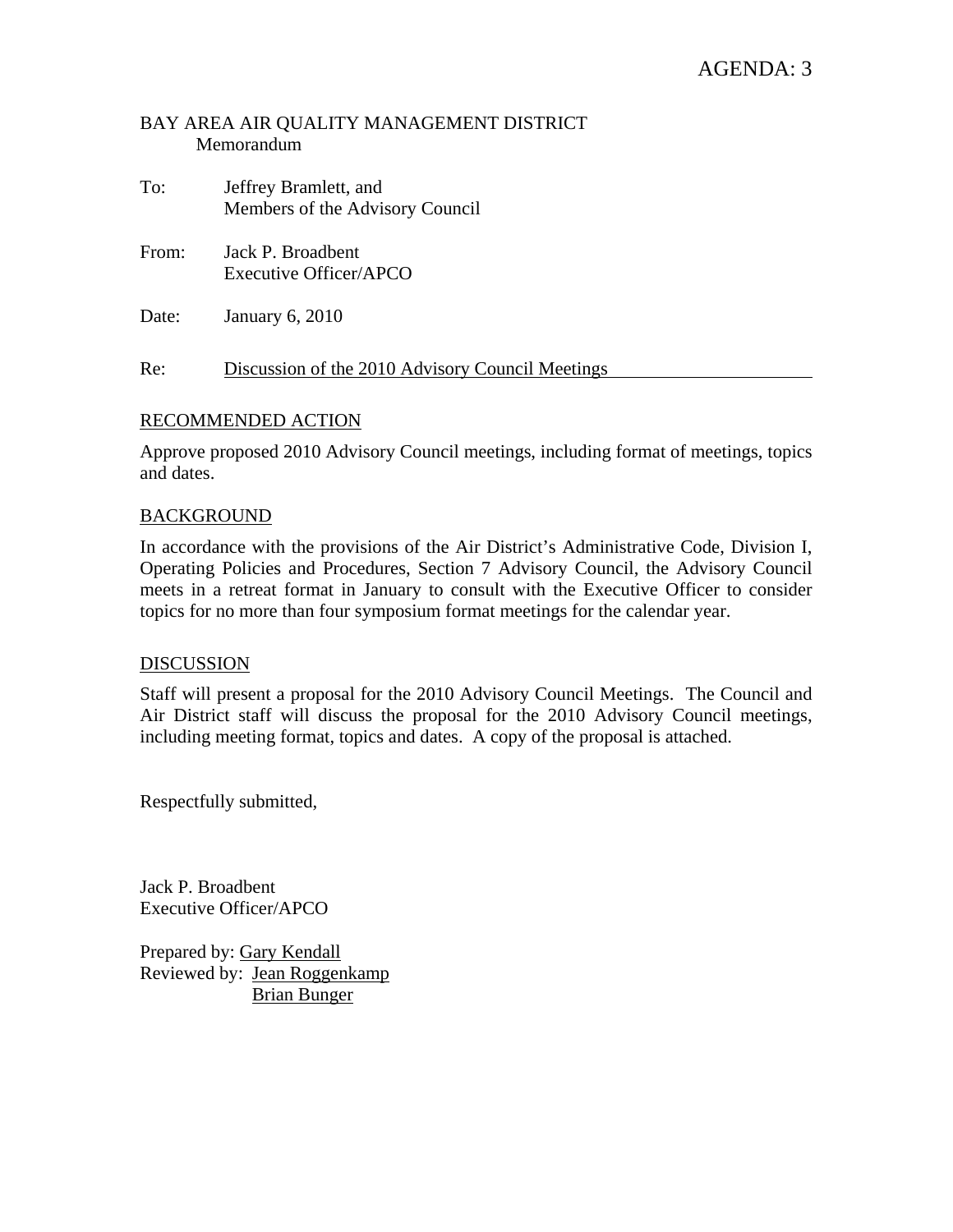AGENDA: 3

BAY AREA AIR QUALITY MANAGEMENT DISTRICT
Memorandum

To: Jeffrey Bramlett, and
Members of the Advisory Council

From: Jack P. Broadbent
Executive Officer/APCO

Date: January 6, 2010

Re: Discussion of the 2010 Advisory Council Meetings

## RECOMMENDED ACTION

Approve proposed 2010 Advisory Council meetings, including format of meetings, topics and dates.

## BACKGROUND

In accordance with the provisions of the Air District's Administrative Code, Division I, Operating Policies and Procedures, Section 7 Advisory Council, the Advisory Council meets in a retreat format in January to consult with the Executive Officer to consider topics for no more than four symposium format meetings for the calendar year.

## DISCUSSION

Staff will present a proposal for the 2010 Advisory Council Meetings. The Council and Air District staff will discuss the proposal for the 2010 Advisory Council meetings, including meeting format, topics and dates. A copy of the proposal is attached.

Respectfully submitted,

Jack P. Broadbent
Executive Officer/APCO

Prepared by: Gary Kendall
Reviewed by: Jean Roggenkamp
Brian Bunger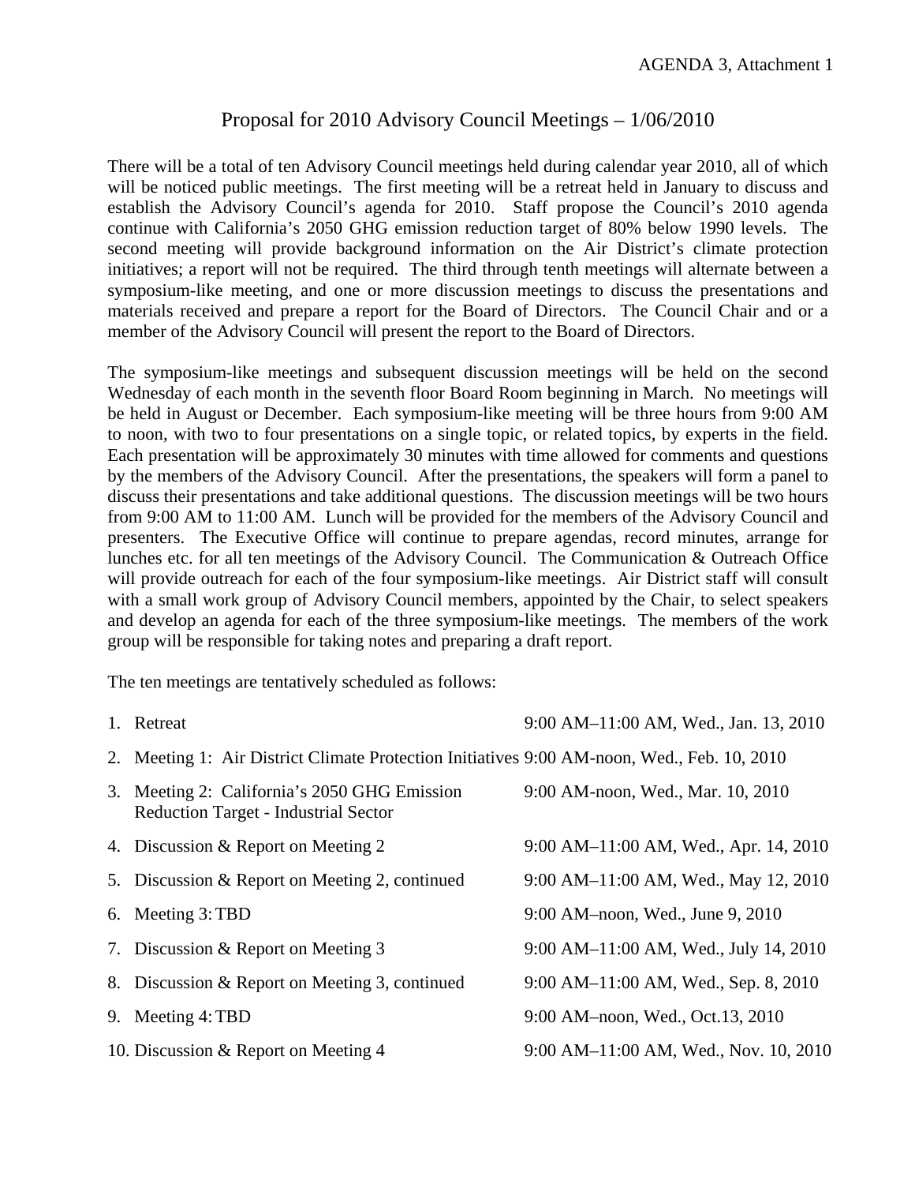AGENDA 3, Attachment 1

# Proposal for 2010 Advisory Council Meetings – 1/06/2010

There will be a total of ten Advisory Council meetings held during calendar year 2010, all of which will be noticed public meetings. The first meeting will be a retreat held in January to discuss and establish the Advisory Council's agenda for 2010. Staff propose the Council's 2010 agenda continue with California's 2050 GHG emission reduction target of 80% below 1990 levels. The second meeting will provide background information on the Air District's climate protection initiatives; a report will not be required. The third through tenth meetings will alternate between a symposium-like meeting, and one or more discussion meetings to discuss the presentations and materials received and prepare a report for the Board of Directors. The Council Chair and or a member of the Advisory Council will present the report to the Board of Directors.

The symposium-like meetings and subsequent discussion meetings will be held on the second Wednesday of each month in the seventh floor Board Room beginning in March. No meetings will be held in August or December. Each symposium-like meeting will be three hours from 9:00 AM to noon, with two to four presentations on a single topic, or related topics, by experts in the field. Each presentation will be approximately 30 minutes with time allowed for comments and questions by the members of the Advisory Council. After the presentations, the speakers will form a panel to discuss their presentations and take additional questions. The discussion meetings will be two hours from 9:00 AM to 11:00 AM. Lunch will be provided for the members of the Advisory Council and presenters. The Executive Office will continue to prepare agendas, record minutes, arrange for lunches etc. for all ten meetings of the Advisory Council. The Communication & Outreach Office will provide outreach for each of the four symposium-like meetings. Air District staff will consult with a small work group of Advisory Council members, appointed by the Chair, to select speakers and develop an agenda for each of the three symposium-like meetings. The members of the work group will be responsible for taking notes and preparing a draft report.

The ten meetings are tentatively scheduled as follows:

| | |
|---|---|
| 1. Retreat | 9:00 AM–11:00 AM, Wed., Jan. 13, 2010 |
| 2. Meeting 1: Air District Climate Protection Initiatives | 9:00 AM-noon, Wed., Feb. 10, 2010 |
| 3. Meeting 2: California's 2050 GHG Emission Reduction Target - Industrial Sector | 9:00 AM-noon, Wed., Mar. 10, 2010 |
| 4. Discussion & Report on Meeting 2 | 9:00 AM–11:00 AM, Wed., Apr. 14, 2010 |
| 5. Discussion & Report on Meeting 2, continued | 9:00 AM–11:00 AM, Wed., May 12, 2010 |
| 6. Meeting 3: TBD | 9:00 AM–noon, Wed., June 9, 2010 |
| 7. Discussion & Report on Meeting 3 | 9:00 AM–11:00 AM, Wed., July 14, 2010 |
| 8. Discussion & Report on Meeting 3, continued | 9:00 AM–11:00 AM, Wed., Sep. 8, 2010 |
| 9. Meeting 4: TBD | 9:00 AM–noon, Wed., Oct.13, 2010 |
| 10. Discussion & Report on Meeting 4 | 9:00 AM–11:00 AM, Wed., Nov. 10, 2010 |